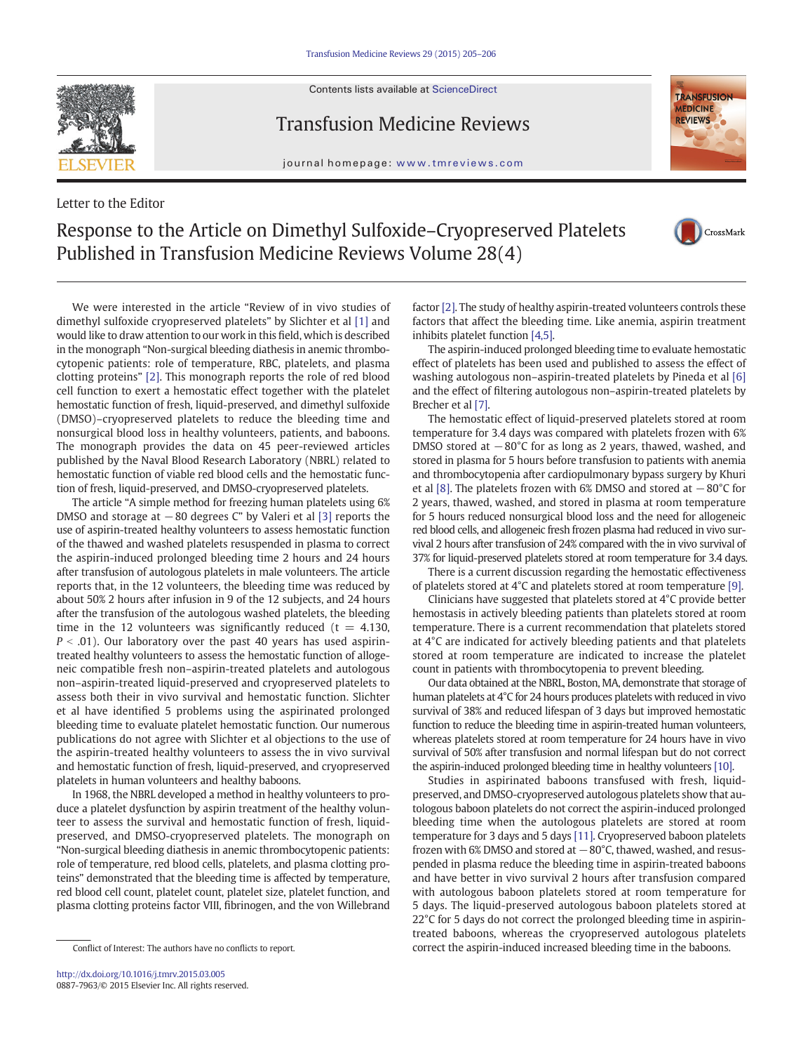Letter to the Editor

# Response to the Article on Dimethyl Sulfoxide–Cryopreserved Platelets Published in Transfusion Medicine Reviews Volume 28(4)

We were interested in the article "Review of in vivo studies of dimethyl sulfoxide cryopreserved platelets" by Slichter et al [1] and would like to draw attention to our work in this field, which is described in the monograph "Non-surgical bleeding diathesis in anemic thrombocytopenic patients: role of temperature, RBC, platelets, and plasma clotting proteins" [2]. This monograph reports the role of red blood cell function to exert a hemostatic effect together with the platelet hemostatic function of fresh, liquid-preserved, and dimethyl sulfoxide (DMSO)–cryopreserved platelets to reduce the bleeding time and nonsurgical blood loss in healthy volunteers, patients, and baboons. The monograph provides the data on 45 peer-reviewed articles published by the Naval Blood Research Laboratory (NBRL) related to hemostatic function of viable red blood cells and the hemostatic function of fresh, liquid-preserved, and DMSO-cryopreserved platelets.

The article "A simple method for freezing human platelets using 6% DMSO and storage at −80 degrees C" by Valeri et al [3] reports the use of aspirin-treated healthy volunteers to assess hemostatic function of the thawed and washed platelets resuspended in plasma to correct the aspirin-induced prolonged bleeding time 2 hours and 24 hours after transfusion of autologous platelets in male volunteers. The article reports that, in the 12 volunteers, the bleeding time was reduced by about 50% 2 hours after infusion in 9 of the 12 subjects, and 24 hours after the transfusion of the autologous washed platelets, the bleeding time in the 12 volunteers was significantly reduced ($t = 4.130$, $P < .01$). Our laboratory over the past 40 years has used aspirin-treated healthy volunteers to assess the hemostatic function of allogeneic compatible fresh non–aspirin-treated platelets and autologous non–aspirin-treated liquid-preserved and cryopreserved platelets to assess both their in vivo survival and hemostatic function. Slichter et al have identified 5 problems using the aspirinated prolonged bleeding time to evaluate platelet hemostatic function. Our numerous publications do not agree with Slichter et al objections to the use of the aspirin-treated healthy volunteers to assess the in vivo survival and hemostatic function of fresh, liquid-preserved, and cryopreserved platelets in human volunteers and healthy baboons.

In 1968, the NBRL developed a method in healthy volunteers to produce a platelet dysfunction by aspirin treatment of the healthy volunteer to assess the survival and hemostatic function of fresh, liquid-preserved, and DMSO-cryopreserved platelets. The monograph on "Non-surgical bleeding diathesis in anemic thrombocytopenic patients: role of temperature, red blood cells, platelets, and plasma clotting proteins" demonstrated that the bleeding time is affected by temperature, red blood cell count, platelet count, platelet size, platelet function, and plasma clotting proteins factor VIII, fibrinogen, and the von Willebrand factor [2]. The study of healthy aspirin-treated volunteers controls these factors that affect the bleeding time. Like anemia, aspirin treatment inhibits platelet function [4,5].

The aspirin-induced prolonged bleeding time to evaluate hemostatic effect of platelets has been used and published to assess the effect of washing autologous non–aspirin-treated platelets by Pineda et al [6] and the effect of filtering autologous non–aspirin-treated platelets by Brecher et al [7].

The hemostatic effect of liquid-preserved platelets stored at room temperature for 3.4 days was compared with platelets frozen with 6% DMSO stored at −80°C for as long as 2 years, thawed, washed, and stored in plasma for 5 hours before transfusion to patients with anemia and thrombocytopenia after cardiopulmonary bypass surgery by Khuri et al [8]. The platelets frozen with 6% DMSO and stored at −80°C for 2 years, thawed, washed, and stored in plasma at room temperature for 5 hours reduced nonsurgical blood loss and the need for allogeneic red blood cells, and allogeneic fresh frozen plasma had reduced in vivo survival 2 hours after transfusion of 24% compared with the in vivo survival of 37% for liquid-preserved platelets stored at room temperature for 3.4 days.

There is a current discussion regarding the hemostatic effectiveness of platelets stored at 4°C and platelets stored at room temperature [9].

Clinicians have suggested that platelets stored at 4°C provide better hemostasis in actively bleeding patients than platelets stored at room temperature. There is a current recommendation that platelets stored at 4°C are indicated for actively bleeding patients and that platelets stored at room temperature are indicated to increase the platelet count in patients with thrombocytopenia to prevent bleeding.

Our data obtained at the NBRL, Boston, MA, demonstrate that storage of human platelets at 4°C for 24 hours produces platelets with reduced in vivo survival of 38% and reduced lifespan of 3 days but improved hemostatic function to reduce the bleeding time in aspirin-treated human volunteers, whereas platelets stored at room temperature for 24 hours have in vivo survival of 50% after transfusion and normal lifespan but do not correct the aspirin-induced prolonged bleeding time in healthy volunteers [10].

Studies in aspirinated baboons transfused with fresh, liquid-preserved, and DMSO-cryopreserved autologous platelets show that autologous baboon platelets do not correct the aspirin-induced prolonged bleeding time when the autologous platelets are stored at room temperature for 3 days and 5 days [11]. Cryopreserved baboon platelets frozen with 6% DMSO and stored at −80°C, thawed, washed, and resuspended in plasma reduce the bleeding time in aspirin-treated baboons and have better in vivo survival 2 hours after transfusion compared with autologous baboon platelets stored at room temperature for 5 days. The liquid-preserved autologous baboon platelets stored at 22°C for 5 days do not correct the prolonged bleeding time in aspirin-treated baboons, whereas the cryopreserved autologous platelets correct the aspirin-induced increased bleeding time in the baboons.

Conflict of Interest: The authors have no conflicts to report.

http://dx.doi.org/10.1016/j.tmrv.2015.03.005
0887-7963/© 2015 Elsevier Inc. All rights reserved.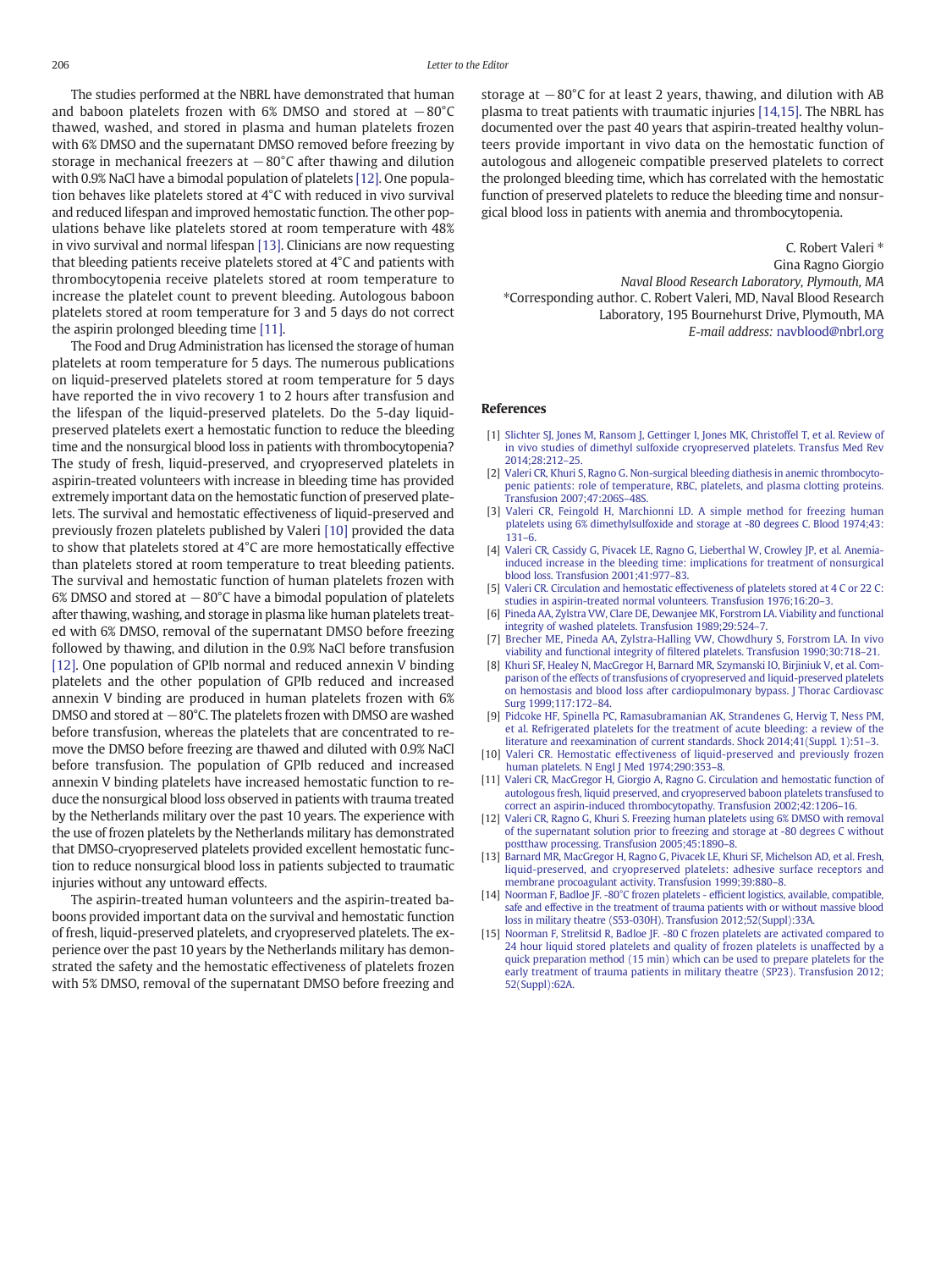The studies performed at the NBRL have demonstrated that human and baboon platelets frozen with 6% DMSO and stored at −80°C thawed, washed, and stored in plasma and human platelets frozen with 6% DMSO and the supernatant DMSO removed before freezing by storage in mechanical freezers at −80°C after thawing and dilution with 0.9% NaCl have a bimodal population of platelets [12]. One population behaves like platelets stored at 4°C with reduced in vivo survival and reduced lifespan and improved hemostatic function. The other populations behave like platelets stored at room temperature with 48% in vivo survival and normal lifespan [13]. Clinicians are now requesting that bleeding patients receive platelets stored at 4°C and patients with thrombocytopenia receive platelets stored at room temperature to increase the platelet count to prevent bleeding. Autologous baboon platelets stored at room temperature for 3 and 5 days do not correct the aspirin prolonged bleeding time [11].

The Food and Drug Administration has licensed the storage of human platelets at room temperature for 5 days. The numerous publications on liquid-preserved platelets stored at room temperature for 5 days have reported the in vivo recovery 1 to 2 hours after transfusion and the lifespan of the liquid-preserved platelets. Do the 5-day liquid-preserved platelets exert a hemostatic function to reduce the bleeding time and the nonsurgical blood loss in patients with thrombocytopenia? The study of fresh, liquid-preserved, and cryopreserved platelets in aspirin-treated volunteers with increase in bleeding time has provided extremely important data on the hemostatic function of preserved platelets. The survival and hemostatic effectiveness of liquid-preserved and previously frozen platelets published by Valeri [10] provided the data to show that platelets stored at 4°C are more hemostatically effective than platelets stored at room temperature to treat bleeding patients. The survival and hemostatic function of human platelets frozen with 6% DMSO and stored at −80°C have a bimodal population of platelets after thawing, washing, and storage in plasma like human platelets treated with 6% DMSO, removal of the supernatant DMSO before freezing followed by thawing, and dilution in the 0.9% NaCl before transfusion [12]. One population of GPIb normal and reduced annexin V binding platelets and the other population of GPIb reduced and increased annexin V binding are produced in human platelets frozen with 6% DMSO and stored at −80°C. The platelets frozen with DMSO are washed before transfusion, whereas the platelets that are concentrated to remove the DMSO before freezing are thawed and diluted with 0.9% NaCl before transfusion. The population of GPIb reduced and increased annexin V binding platelets have increased hemostatic function to reduce the nonsurgical blood loss observed in patients with trauma treated by the Netherlands military over the past 10 years. The experience with the use of frozen platelets by the Netherlands military has demonstrated that DMSO-cryopreserved platelets provided excellent hemostatic function to reduce nonsurgical blood loss in patients subjected to traumatic injuries without any untoward effects.

The aspirin-treated human volunteers and the aspirin-treated baboons provided important data on the survival and hemostatic function of fresh, liquid-preserved platelets, and cryopreserved platelets. The experience over the past 10 years by the Netherlands military has demonstrated the safety and the hemostatic effectiveness of platelets frozen with 5% DMSO, removal of the supernatant DMSO before freezing and storage at −80°C for at least 2 years, thawing, and dilution with AB plasma to treat patients with traumatic injuries [14,15]. The NBRL has documented over the past 40 years that aspirin-treated healthy volunteers provide important in vivo data on the hemostatic function of autologous and allogeneic compatible preserved platelets to correct the prolonged bleeding time, which has correlated with the hemostatic function of preserved platelets to reduce the bleeding time and nonsurgical blood loss in patients with anemia and thrombocytopenia.

C. Robert Valeri *
Gina Ragno Giorgio
*Naval Blood Research Laboratory, Plymouth, MA*
*Corresponding author. C. Robert Valeri, MD, Naval Blood Research Laboratory, 195 Bournehurst Drive, Plymouth, MA
*E-mail address:* navblood@nbrl.org

## References

[1] Slichter SJ, Jones M, Ransom J, Gettinger I, Jones MK, Christoffel T, et al. Review of in vivo studies of dimethyl sulfoxide cryopreserved platelets. Transfus Med Rev 2014;28:212–25.

[2] Valeri CR, Khuri S, Ragno G. Non-surgical bleeding diathesis in anemic thrombocytopenic patients: role of temperature, RBC, platelets, and plasma clotting proteins. Transfusion 2007;47:206S–48S.

[3] Valeri CR, Feingold H, Marchionni LD. A simple method for freezing human platelets using 6% dimethylsulfoxide and storage at -80 degrees C. Blood 1974;43:131–6.

[4] Valeri CR, Cassidy G, Pivacek LE, Ragno G, Lieberthal W, Crowley JP, et al. Anemia-induced increase in the bleeding time: implications for treatment of nonsurgical blood loss. Transfusion 2001;41:977–83.

[5] Valeri CR. Circulation and hemostatic effectiveness of platelets stored at 4 C or 22 C: studies in aspirin-treated normal volunteers. Transfusion 1976;16:20–3.

[6] Pineda AA, Zylstra VW, Clare DE, Dewanjee MK, Forstrom LA. Viability and functional integrity of washed platelets. Transfusion 1989;29:524–7.

[7] Brecher ME, Pineda AA, Zylstra-Halling VW, Chowdhury S, Forstrom LA. In vivo viability and functional integrity of filtered platelets. Transfusion 1990;30:718–21.

[8] Khuri SF, Healey N, MacGregor H, Barnard MR, Szymanski IO, Birjiniuk V, et al. Comparison of the effects of transfusions of cryopreserved and liquid-preserved platelets on hemostasis and blood loss after cardiopulmonary bypass. J Thorac Cardiovasc Surg 1999;117:172–84.

[9] Pidcoke HF, Spinella PC, Ramasubramanian AK, Strandenes G, Hervig T, Ness PM, et al. Refrigerated platelets for the treatment of acute bleeding: a review of the literature and reexamination of current standards. Shock 2014;41(Suppl. 1):51–3.

[10] Valeri CR. Hemostatic effectiveness of liquid-preserved and previously frozen human platelets. N Engl J Med 1974;290:353–8.

[11] Valeri CR, MacGregor H, Giorgio A, Ragno G. Circulation and hemostatic function of autologous fresh, liquid preserved, and cryopreserved baboon platelets transfused to correct an aspirin-induced thrombocytopathy. Transfusion 2002;42:1206–16.

[12] Valeri CR, Ragno G, Khuri S. Freezing human platelets using 6% DMSO with removal of the supernatant solution prior to freezing and storage at -80 degrees C without postthaw processing. Transfusion 2005;45:1890–8.

[13] Barnard MR, MacGregor H, Ragno G, Pivacek LE, Khuri SF, Michelson AD, et al. Fresh, liquid-preserved, and cryopreserved platelets: adhesive surface receptors and membrane procoagulant activity. Transfusion 1999;39:880–8.

[14] Noorman F, Badloe JF. -80°C frozen platelets - efficient logistics, available, compatible, safe and effective in the treatment of trauma patients with or without massive blood loss in military theatre (S53-030H). Transfusion 2012;52(Suppl):33A.

[15] Noorman F, Strelitsid R, Badloe JF. -80 C frozen platelets are activated compared to 24 hour liquid stored platelets and quality of frozen platelets is unaffected by a quick preparation method (15 min) which can be used to prepare platelets for the early treatment of trauma patients in military theatre (SP23). Transfusion 2012; 52(Suppl):62A.